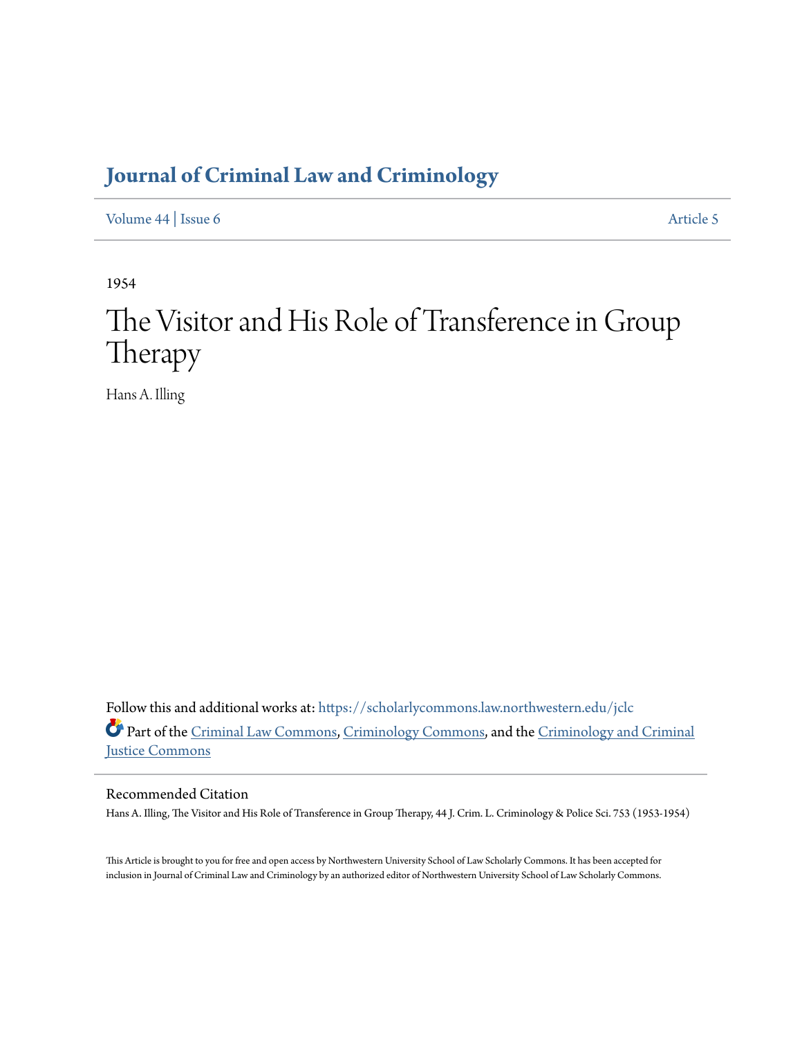# Journal of Criminal Law and Criminology

Volume 44 | Issue 6 Article 5

1954

# The Visitor and His Role of Transference in Group Therapy

Hans A. Illing

Follow this and additional works at: https://scholarlycommons.law.northwestern.edu/jclc

Part of the Criminal Law Commons, Criminology Commons, and the Criminology and Criminal Justice Commons

## Recommended Citation

Hans A. Illing, The Visitor and His Role of Transference in Group Therapy, 44 J. Crim. L. Criminology & Police Sci. 753 (1953-1954)

This Article is brought to you for free and open access by Northwestern University School of Law Scholarly Commons. It has been accepted for inclusion in Journal of Criminal Law and Criminology by an authorized editor of Northwestern University School of Law Scholarly Commons.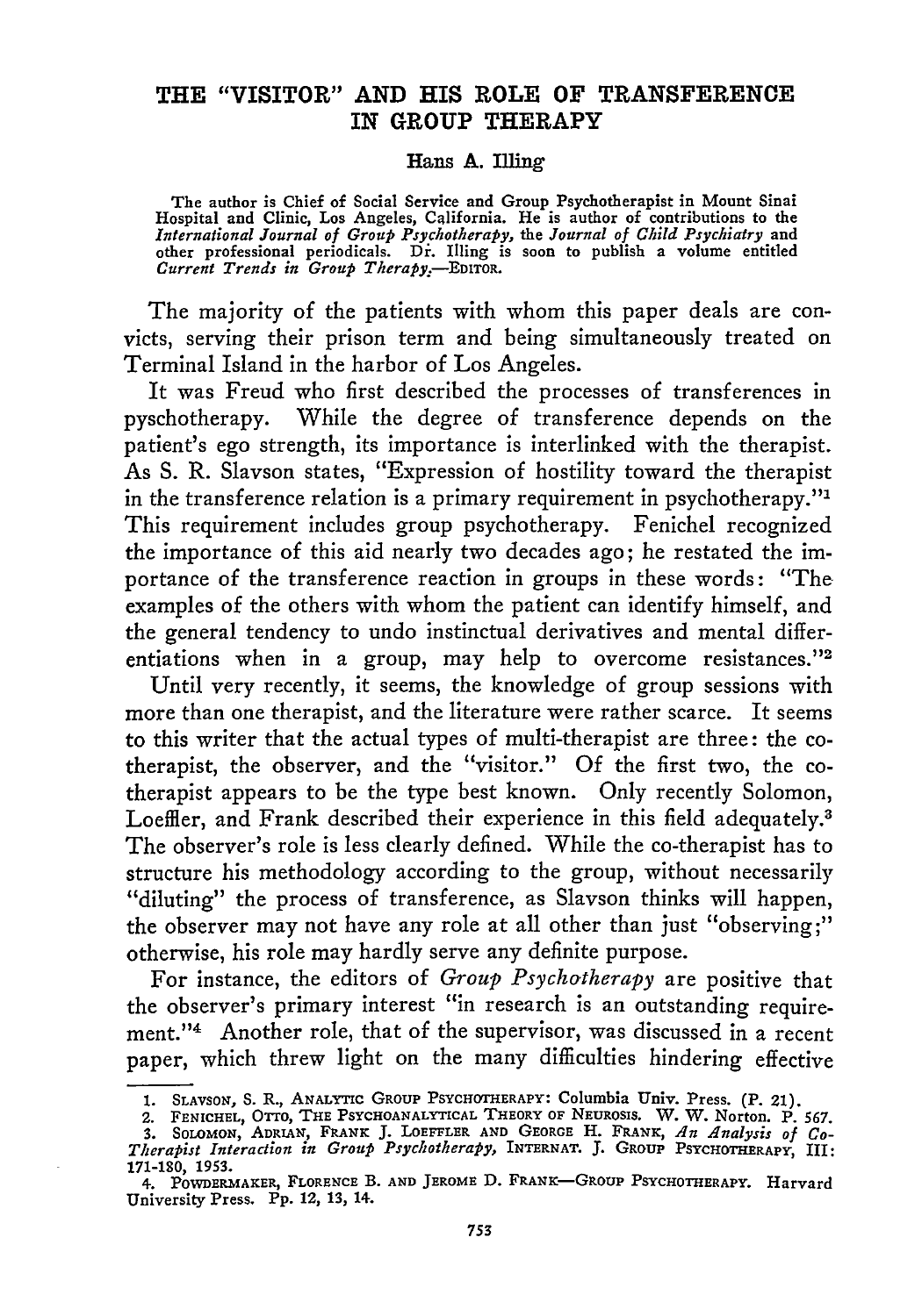# THE "VISITOR" AND HIS ROLE OF TRANSFERENCE IN GROUP THERAPY

Hans A. Illing

The author is Chief of Social Service and Group Psychotherapist in Mount Sinai Hospital and Clinic, Los Angeles, California. He is author of contributions to the *International Journal of Group Psychotherapy,* the *Journal of Child Psychiatry* and other professional periodicals. Dr. Illing is soon to publish a volume entitled *Current Trends in Group Therapy.*—EDITOR.

The majority of the patients with whom this paper deals are convicts, serving their prison term and being simultaneously treated on Terminal Island in the harbor of Los Angeles.

It was Freud who first described the processes of transferences in pyschotherapy. While the degree of transference depends on the patient's ego strength, its importance is interlinked with the therapist. As S. R. Slavson states, "Expression of hostility toward the therapist in the transference relation is a primary requirement in psychotherapy."[1] This requirement includes group psychotherapy. Fenichel recognized the importance of this aid nearly two decades ago; he restated the importance of the transference reaction in groups in these words: "The examples of the others with whom the patient can identify himself, and the general tendency to undo instinctual derivatives and mental differentiations when in a group, may help to overcome resistances."[2]

Until very recently, it seems, the knowledge of group sessions with more than one therapist, and the literature were rather scarce. It seems to this writer that the actual types of multi-therapist are three: the co-therapist, the observer, and the "visitor." Of the first two, the co-therapist appears to be the type best known. Only recently Solomon, Loeffler, and Frank described their experience in this field adequately.[3] The observer's role is less clearly defined. While the co-therapist has to structure his methodology according to the group, without necessarily "diluting" the process of transference, as Slavson thinks will happen, the observer may not have any role at all other than just "observing;" otherwise, his role may hardly serve any definite purpose.

For instance, the editors of *Group Psychotherapy* are positive that the observer's primary interest "in research is an outstanding requirement."[4] Another role, that of the supervisor, was discussed in a recent paper, which threw light on the many difficulties hindering effective

1. SLAVSON, S. R., ANALYTIC GROUP PSYCHOTHERAPY: Columbia Univ. Press. (P. 21).
2. FENICHEL, OTTO, THE PSYCHOANALYTICAL THEORY OF NEUROSIS. W. W. Norton. P. 567.
3. SOLOMON, ADRIAN, FRANK J. LOEFFLER AND GEORGE H. FRANK, *An Analysis of Co-Therapist Interaction in Group Psychotherapy,* INTERNAT. J. GROUP PSYCHOTHERAPY, III: 171-180, 1953.
4. POWDERMAKER, FLORENCE B. AND JEROME D. FRANK—GROUP PSYCHOTHERAPY. Harvard University Press. Pp. 12, 13, 14.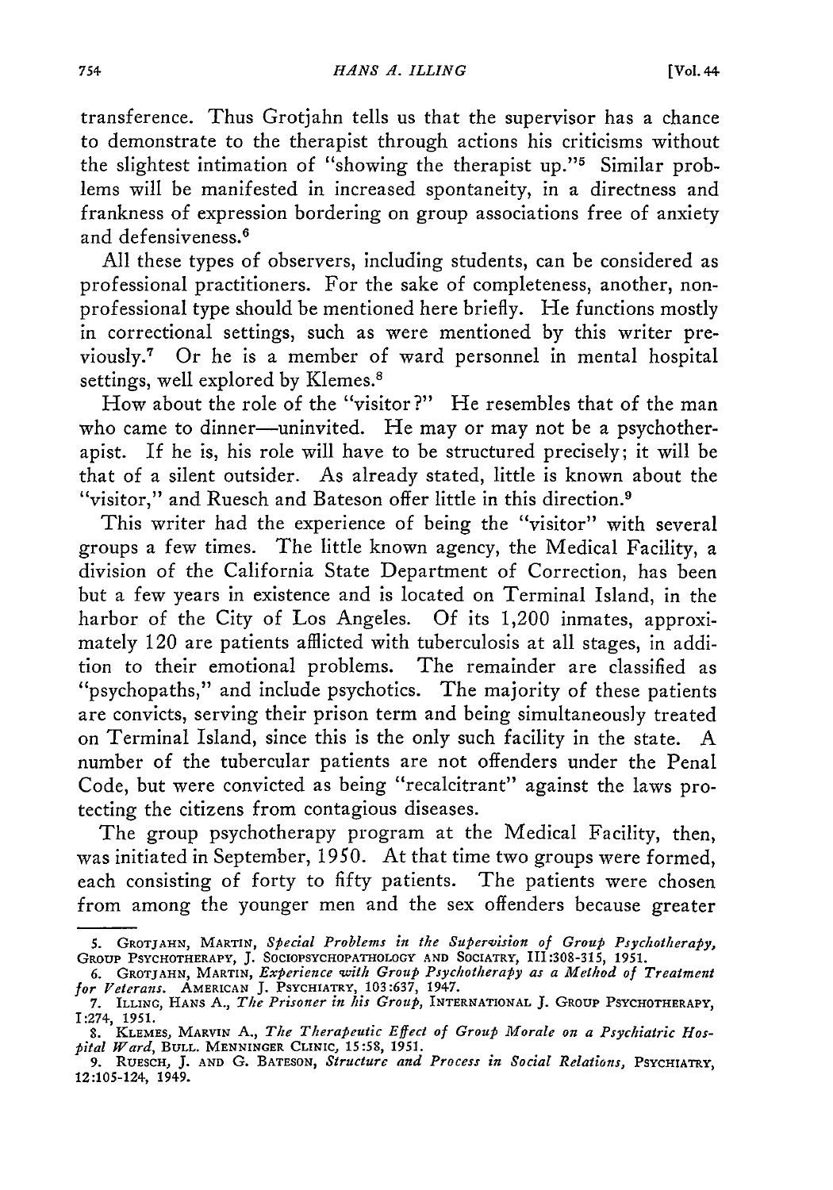transference. Thus Grotjahn tells us that the supervisor has a chance to demonstrate to the therapist through actions his criticisms without the slightest intimation of "showing the therapist up."[5] Similar problems will be manifested in increased spontaneity, in a directness and frankness of expression bordering on group associations free of anxiety and defensiveness.[6]

All these types of observers, including students, can be considered as professional practitioners. For the sake of completeness, another, nonprofessional type should be mentioned here briefly. He functions mostly in correctional settings, such as were mentioned by this writer previously.[7] Or he is a member of ward personnel in mental hospital settings, well explored by Klemes.[8]

How about the role of the "visitor?" He resembles that of the man who came to dinner—uninvited. He may or may not be a psychotherapist. If he is, his role will have to be structured precisely; it will be that of a silent outsider. As already stated, little is known about the "visitor," and Ruesch and Bateson offer little in this direction.[9]

This writer had the experience of being the "visitor" with several groups a few times. The little known agency, the Medical Facility, a division of the California State Department of Correction, has been but a few years in existence and is located on Terminal Island, in the harbor of the City of Los Angeles. Of its 1,200 inmates, approximately 120 are patients afflicted with tuberculosis at all stages, in addition to their emotional problems. The remainder are classified as "psychopaths," and include psychotics. The majority of these patients are convicts, serving their prison term and being simultaneously treated on Terminal Island, since this is the only such facility in the state. A number of the tubercular patients are not offenders under the Penal Code, but were convicted as being "recalcitrant" against the laws protecting the citizens from contagious diseases.

The group psychotherapy program at the Medical Facility, then, was initiated in September, 1950. At that time two groups were formed, each consisting of forty to fifty patients. The patients were chosen from among the younger men and the sex offenders because greater

---

5. Grotjahn, Martin, *Special Problems in the Supervision of Group Psychotherapy*, Group Psychotherapy, J. Sociopsychopathology and Sociatry, III:308-315, 1951.

6. Grotjahn, Martin, *Experience with Group Psychotherapy as a Method of Treatment for Veterans*. American J. Psychiatry, 103:637, 1947.

7. Illing, Hans A., *The Prisoner in his Group*, International J. Group Psychotherapy, I:274, 1951.

8. Klemes, Marvin A., *The Therapeutic Effect of Group Morale on a Psychiatric Hospital Ward*, Bull. Menninger Clinic, 15:58, 1951.

9. Ruesch, J. and G. Bateson, *Structure and Process in Social Relations*, Psychiatry, 12:105-124, 1949.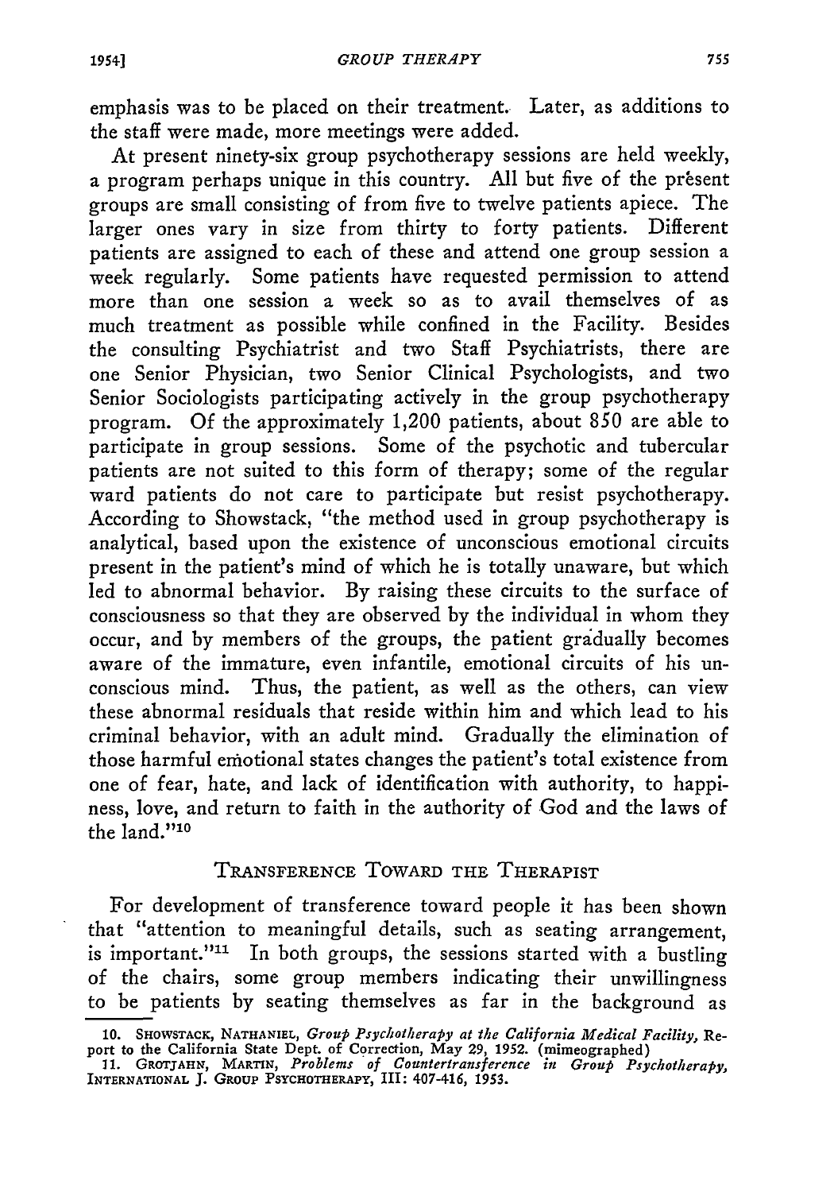emphasis was to be placed on their treatment. Later, as additions to the staff were made, more meetings were added.

At present ninety-six group psychotherapy sessions are held weekly, a program perhaps unique in this country. All but five of the present groups are small consisting of from five to twelve patients apiece. The larger ones vary in size from thirty to forty patients. Different patients are assigned to each of these and attend one group session a week regularly. Some patients have requested permission to attend more than one session a week so as to avail themselves of as much treatment as possible while confined in the Facility. Besides the consulting Psychiatrist and two Staff Psychiatrists, there are one Senior Physician, two Senior Clinical Psychologists, and two Senior Sociologists participating actively in the group psychotherapy program. Of the approximately 1,200 patients, about 850 are able to participate in group sessions. Some of the psychotic and tubercular patients are not suited to this form of therapy; some of the regular ward patients do not care to participate but resist psychotherapy. According to Showstack, "the method used in group psychotherapy is analytical, based upon the existence of unconscious emotional circuits present in the patient's mind of which he is totally unaware, but which led to abnormal behavior. By raising these circuits to the surface of consciousness so that they are observed by the individual in whom they occur, and by members of the groups, the patient gradually becomes aware of the immature, even infantile, emotional circuits of his unconscious mind. Thus, the patient, as well as the others, can view these abnormal residuals that reside within him and which lead to his criminal behavior, with an adult mind. Gradually the elimination of those harmful emotional states changes the patient's total existence from one of fear, hate, and lack of identification with authority, to happiness, love, and return to faith in the authority of God and the laws of the land."[10]

## TRANSFERENCE TOWARD THE THERAPIST

For development of transference toward people it has been shown that "attention to meaningful details, such as seating arrangement, is important."[11] In both groups, the sessions started with a bustling of the chairs, some group members indicating their unwillingness to be patients by seating themselves as far in the background as

---

10. SHOWSTACK, NATHANIEL, *Group Psychotherapy at the California Medical Facility*, Report to the California State Dept. of Correction, May 29, 1952. (mimeographed)

11. GROTJAHN, MARTIN, *Problems of Countertransference in Group Psychotherapy*, INTERNATIONAL J. GROUP PSYCHOTHERAPY, III: 407-416, 1953.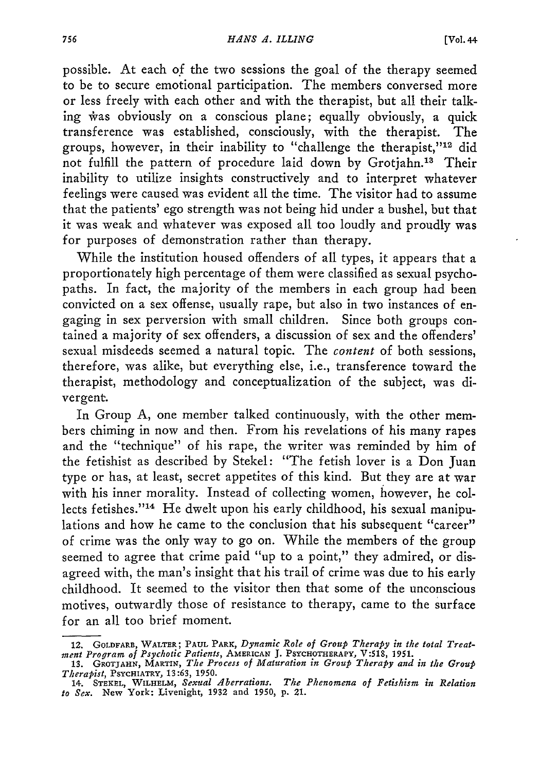possible. At each of the two sessions the goal of the therapy seemed to be to secure emotional participation. The members conversed more or less freely with each other and with the therapist, but all their talking was obviously on a conscious plane; equally obviously, a quick transference was established, consciously, with the therapist. The groups, however, in their inability to "challenge the therapist,"[12] did not fulfill the pattern of procedure laid down by Grotjahn.[13] Their inability to utilize insights constructively and to interpret whatever feelings were caused was evident all the time. The visitor had to assume that the patients' ego strength was not being hid under a bushel, but that it was weak and whatever was exposed all too loudly and proudly was for purposes of demonstration rather than therapy.

While the institution housed offenders of all types, it appears that a proportionately high percentage of them were classified as sexual psychopaths. In fact, the majority of the members in each group had been convicted on a sex offense, usually rape, but also in two instances of engaging in sex perversion with small children. Since both groups contained a majority of sex offenders, a discussion of sex and the offenders' sexual misdeeds seemed a natural topic. The *content* of both sessions, therefore, was alike, but everything else, i.e., transference toward the therapist, methodology and conceptualization of the subject, was divergent.

In Group A, one member talked continuously, with the other members chiming in now and then. From his revelations of his many rapes and the "technique" of his rape, the writer was reminded by him of the fetishist as described by Stekel: "The fetish lover is a Don Juan type or has, at least, secret appetites of this kind. But they are at war with his inner morality. Instead of collecting women, however, he collects fetishes."[14] He dwelt upon his early childhood, his sexual manipulations and how he came to the conclusion that his subsequent "career" of crime was the only way to go on. While the members of the group seemed to agree that crime paid "up to a point," they admired, or disagreed with, the man's insight that his trail of crime was due to his early childhood. It seemed to the visitor then that some of the unconscious motives, outwardly those of resistance to therapy, came to the surface for an all too brief moment.

12. GOLDFARB, WALTER; PAUL PARK, *Dynamic Role of Group Therapy in the total Treatment Program of Psychotic Patients*, AMERICAN J. PSYCHOTHERAPY, V:518, 1951.

13. GROTJAHN, MARTIN, *The Process of Maturation in Group Therapy and in the Group Therapist*, PSYCHIATRY, 13:63, 1950.

14. STEKEL, WILHELM, *Sexual Aberrations. The Phenomena of Fetishism in Relation to Sex.* New York: Liveright, 1932 and 1950, p. 21.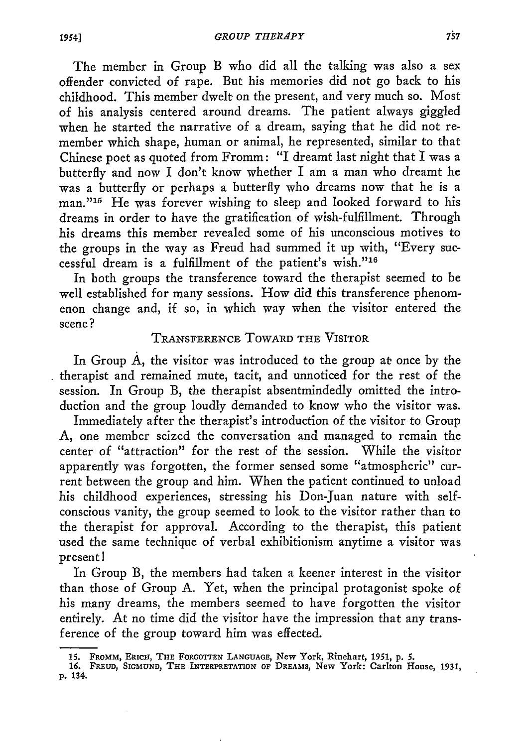The member in Group B who did all the talking was also a sex offender convicted of rape. But his memories did not go back to his childhood. This member dwelt on the present, and very much so. Most of his analysis centered around dreams. The patient always giggled when he started the narrative of a dream, saying that he did not remember which shape, human or animal, he represented, similar to that Chinese poet as quoted from Fromm: "I dreamt last night that I was a butterfly and now I don't know whether I am a man who dreamt he was a butterfly or perhaps a butterfly who dreams now that he is a man."[15] He was forever wishing to sleep and looked forward to his dreams in order to have the gratification of wish-fulfillment. Through his dreams this member revealed some of his unconscious motives to the groups in the way as Freud had summed it up with, "Every successful dream is a fulfillment of the patient's wish."[16]

In both groups the transference toward the therapist seemed to be well established for many sessions. How did this transference phenomenon change and, if so, in which way when the visitor entered the scene?

## Transference Toward the Visitor

In Group A, the visitor was introduced to the group at once by the therapist and remained mute, tacit, and unnoticed for the rest of the session. In Group B, the therapist absentmindedly omitted the introduction and the group loudly demanded to know who the visitor was.

Immediately after the therapist's introduction of the visitor to Group A, one member seized the conversation and managed to remain the center of "attraction" for the rest of the session. While the visitor apparently was forgotten, the former sensed some "atmospheric" current between the group and him. When the patient continued to unload his childhood experiences, stressing his Don-Juan nature with self-conscious vanity, the group seemed to look to the visitor rather than to the therapist for approval. According to the therapist, this patient used the same technique of verbal exhibitionism anytime a visitor was present!

In Group B, the members had taken a keener interest in the visitor than those of Group A. Yet, when the principal protagonist spoke of his many dreams, the members seemed to have forgotten the visitor entirely. At no time did the visitor have the impression that any transference of the group toward him was effected.

---

15. Fromm, Erich, The Forgotten Language, New York, Rinehart, 1951, p. 5.

16. Freud, Sigmund, The Interpretation of Dreams, New York: Carlton House, 1931, p. 134.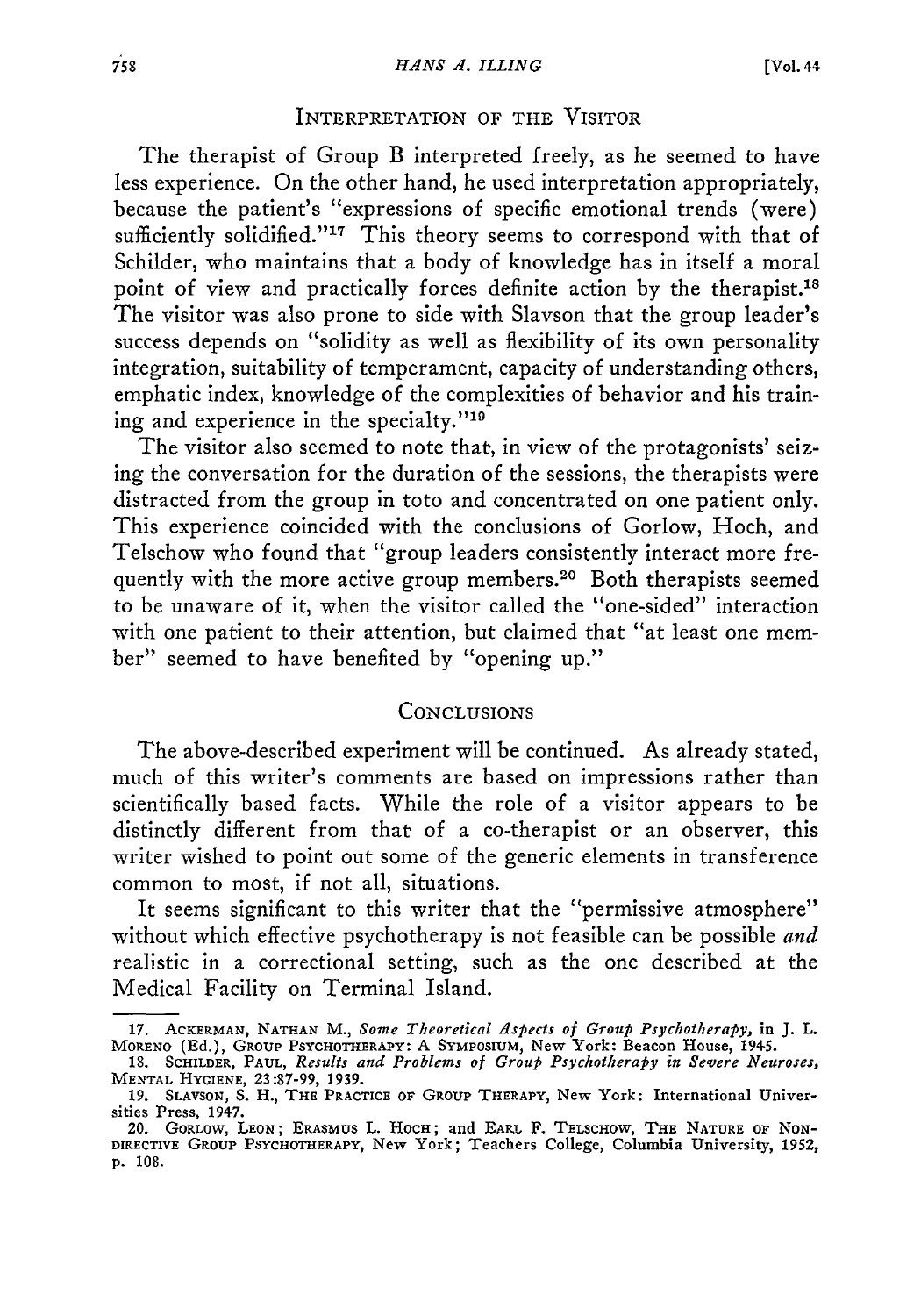## Interpretation of the Visitor

The therapist of Group B interpreted freely, as he seemed to have less experience. On the other hand, he used interpretation appropriately, because the patient's "expressions of specific emotional trends (were) sufficiently solidified."[17] This theory seems to correspond with that of Schilder, who maintains that a body of knowledge has in itself a moral point of view and practically forces definite action by the therapist.[18] The visitor was also prone to side with Slavson that the group leader's success depends on "solidity as well as flexibility of its own personality integration, suitability of temperament, capacity of understanding others, emphatic index, knowledge of the complexities of behavior and his training and experience in the specialty."[19]

The visitor also seemed to note that, in view of the protagonists' seizing the conversation for the duration of the sessions, the therapists were distracted from the group in toto and concentrated on one patient only. This experience coincided with the conclusions of Gorlow, Hoch, and Telschow who found that "group leaders consistently interact more frequently with the more active group members.[20] Both therapists seemed to be unaware of it, when the visitor called the "one-sided" interaction with one patient to their attention, but claimed that "at least one member" seemed to have benefited by "opening up."

## Conclusions

The above-described experiment will be continued. As already stated, much of this writer's comments are based on impressions rather than scientifically based facts. While the role of a visitor appears to be distinctly different from that of a co-therapist or an observer, this writer wished to point out some of the generic elements in transference common to most, if not all, situations.

It seems significant to this writer that the "permissive atmosphere" without which effective psychotherapy is not feasible can be possible *and* realistic in a correctional setting, such as the one described at the Medical Facility on Terminal Island.

---

17. Ackerman, Nathan M., *Some Theoretical Aspects of Group Psychotherapy*, in J. L. Moreno (Ed.), Group Psychotherapy: A Symposium, New York: Beacon House, 1945.

18. Schilder, Paul, *Results and Problems of Group Psychotherapy in Severe Neuroses*, Mental Hygiene, 23:87-99, 1939.

19. Slavson, S. H., The Practice of Group Therapy, New York: International Universities Press, 1947.

20. Gorlow, Leon; Erasmus L. Hoch; and Earl F. Telschow, The Nature of Non-directive Group Psychotherapy, New York; Teachers College, Columbia University, 1952, p. 108.